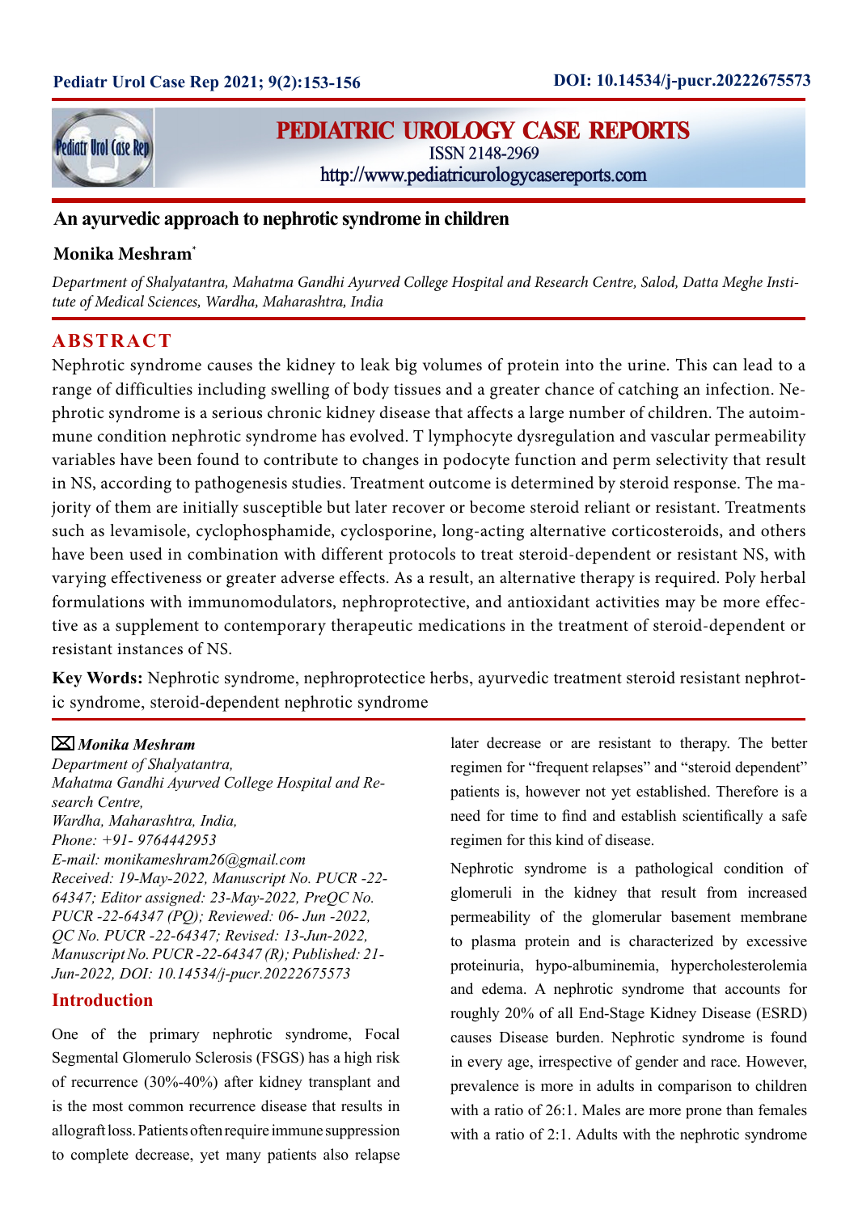# An ayurvedic approach to nephrotic syndrome in children

**Monika Meshram***

*Department of Shalyatantra, Mahatma Gandhi Ayurved College Hospital and Research Centre, Salod, Datta Meghe Institute of Medical Sciences, Wardha, Maharashtra, India*

## ABSTRACT

Nephrotic syndrome causes the kidney to leak big volumes of protein into the urine. This can lead to a range of difficulties including swelling of body tissues and a greater chance of catching an infection. Nephrotic syndrome is a serious chronic kidney disease that affects a large number of children. The autoimmune condition nephrotic syndrome has evolved. T lymphocyte dysregulation and vascular permeability variables have been found to contribute to changes in podocyte function and perm selectivity that result in NS, according to pathogenesis studies. Treatment outcome is determined by steroid response. The majority of them are initially susceptible but later recover or become steroid reliant or resistant. Treatments such as levamisole, cyclophosphamide, cyclosporine, long-acting alternative corticosteroids, and others have been used in combination with different protocols to treat steroid-dependent or resistant NS, with varying effectiveness or greater adverse effects. As a result, an alternative therapy is required. Poly herbal formulations with immunomodulators, nephroprotective, and antioxidant activities may be more effective as a supplement to contemporary therapeutic medications in the treatment of steroid-dependent or resistant instances of NS.

**Key Words:** Nephrotic syndrome, nephroprotectice herbs, ayurvedic treatment steroid resistant nephrotic syndrome, steroid-dependent nephrotic syndrome

✉ ***Monika Meshram***
*Department of Shalyatantra,*
*Mahatma Gandhi Ayurved College Hospital and Research Centre,*
*Wardha, Maharashtra, India,*
*Phone: +91- 9764442953*
*E-mail: monikameshram26@gmail.com*
*Received: 19-May-2022, Manuscript No. PUCR -22-64347; Editor assigned: 23-May-2022, PreQC No. PUCR -22-64347 (PQ); Reviewed: 06- Jun -2022, QC No. PUCR -22-64347; Revised: 13-Jun-2022, Manuscript No. PUCR -22-64347 (R); Published: 21-Jun-2022, DOI: 10.14534/j-pucr.20222675573*

## Introduction

One of the primary nephrotic syndrome, Focal Segmental Glomerulo Sclerosis (FSGS) has a high risk of recurrence (30%-40%) after kidney transplant and is the most common recurrence disease that results in allograft loss. Patients often require immune suppression to complete decrease, yet many patients also relapse later decrease or are resistant to therapy. The better regimen for "frequent relapses" and "steroid dependent" patients is, however not yet established. Therefore is a need for time to find and establish scientifically a safe regimen for this kind of disease.

Nephrotic syndrome is a pathological condition of glomeruli in the kidney that result from increased permeability of the glomerular basement membrane to plasma protein and is characterized by excessive proteinuria, hypo-albuminemia, hypercholesterolemia and edema. A nephrotic syndrome that accounts for roughly 20% of all End-Stage Kidney Disease (ESRD) causes Disease burden. Nephrotic syndrome is found in every age, irrespective of gender and race. However, prevalence is more in adults in comparison to children with a ratio of 26:1. Males are more prone than females with a ratio of 2:1. Adults with the nephrotic syndrome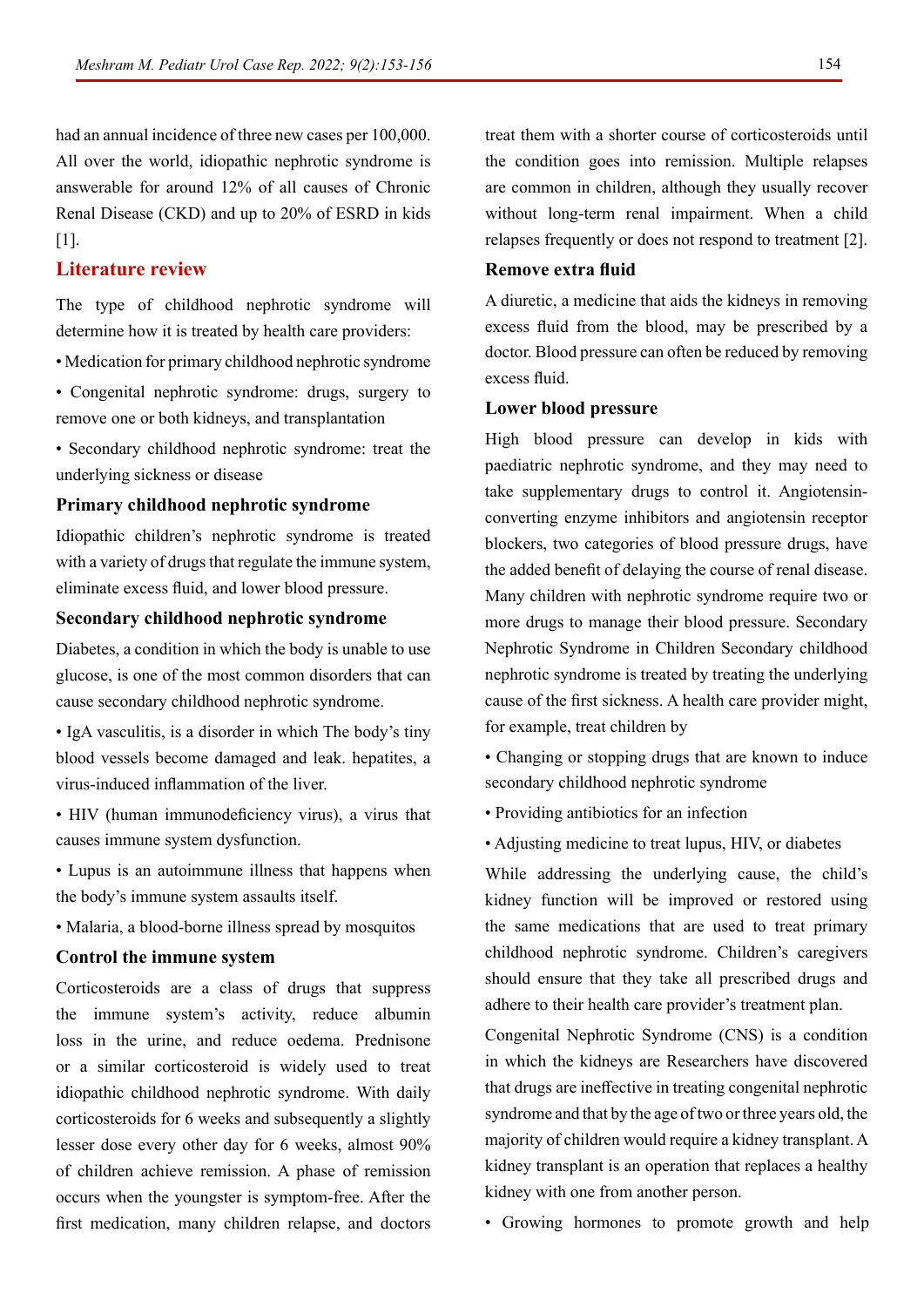had an annual incidence of three new cases per 100,000. All over the world, idiopathic nephrotic syndrome is answerable for around 12% of all causes of Chronic Renal Disease (CKD) and up to 20% of ESRD in kids [1].

## Literature review

The type of childhood nephrotic syndrome will determine how it is treated by health care providers:

• Medication for primary childhood nephrotic syndrome

• Congenital nephrotic syndrome: drugs, surgery to remove one or both kidneys, and transplantation

• Secondary childhood nephrotic syndrome: treat the underlying sickness or disease

### Primary childhood nephrotic syndrome

Idiopathic children's nephrotic syndrome is treated with a variety of drugs that regulate the immune system, eliminate excess fluid, and lower blood pressure.

### Secondary childhood nephrotic syndrome

Diabetes, a condition in which the body is unable to use glucose, is one of the most common disorders that can cause secondary childhood nephrotic syndrome.

• IgA vasculitis, is a disorder in which The body's tiny blood vessels become damaged and leak. hepatites, a virus-induced inflammation of the liver.

• HIV (human immunodeficiency virus), a virus that causes immune system dysfunction.

• Lupus is an autoimmune illness that happens when the body's immune system assaults itself.

• Malaria, a blood-borne illness spread by mosquitos

### Control the immune system

Corticosteroids are a class of drugs that suppress the immune system's activity, reduce albumin loss in the urine, and reduce oedema. Prednisone or a similar corticosteroid is widely used to treat idiopathic childhood nephrotic syndrome. With daily corticosteroids for 6 weeks and subsequently a slightly lesser dose every other day for 6 weeks, almost 90% of children achieve remission. A phase of remission occurs when the youngster is symptom-free. After the first medication, many children relapse, and doctors treat them with a shorter course of corticosteroids until the condition goes into remission. Multiple relapses are common in children, although they usually recover without long-term renal impairment. When a child relapses frequently or does not respond to treatment [2].

### Remove extra fluid

A diuretic, a medicine that aids the kidneys in removing excess fluid from the blood, may be prescribed by a doctor. Blood pressure can often be reduced by removing excess fluid.

### Lower blood pressure

High blood pressure can develop in kids with paediatric nephrotic syndrome, and they may need to take supplementary drugs to control it. Angiotensin-converting enzyme inhibitors and angiotensin receptor blockers, two categories of blood pressure drugs, have the added benefit of delaying the course of renal disease. Many children with nephrotic syndrome require two or more drugs to manage their blood pressure. Secondary Nephrotic Syndrome in Children Secondary childhood nephrotic syndrome is treated by treating the underlying cause of the first sickness. A health care provider might, for example, treat children by

• Changing or stopping drugs that are known to induce secondary childhood nephrotic syndrome

• Providing antibiotics for an infection

• Adjusting medicine to treat lupus, HIV, or diabetes

While addressing the underlying cause, the child's kidney function will be improved or restored using the same medications that are used to treat primary childhood nephrotic syndrome. Children's caregivers should ensure that they take all prescribed drugs and adhere to their health care provider's treatment plan.

Congenital Nephrotic Syndrome (CNS) is a condition in which the kidneys are Researchers have discovered that drugs are ineffective in treating congenital nephrotic syndrome and that by the age of two or three years old, the majority of children would require a kidney transplant. A kidney transplant is an operation that replaces a healthy kidney with one from another person.

• Growing hormones to promote growth and help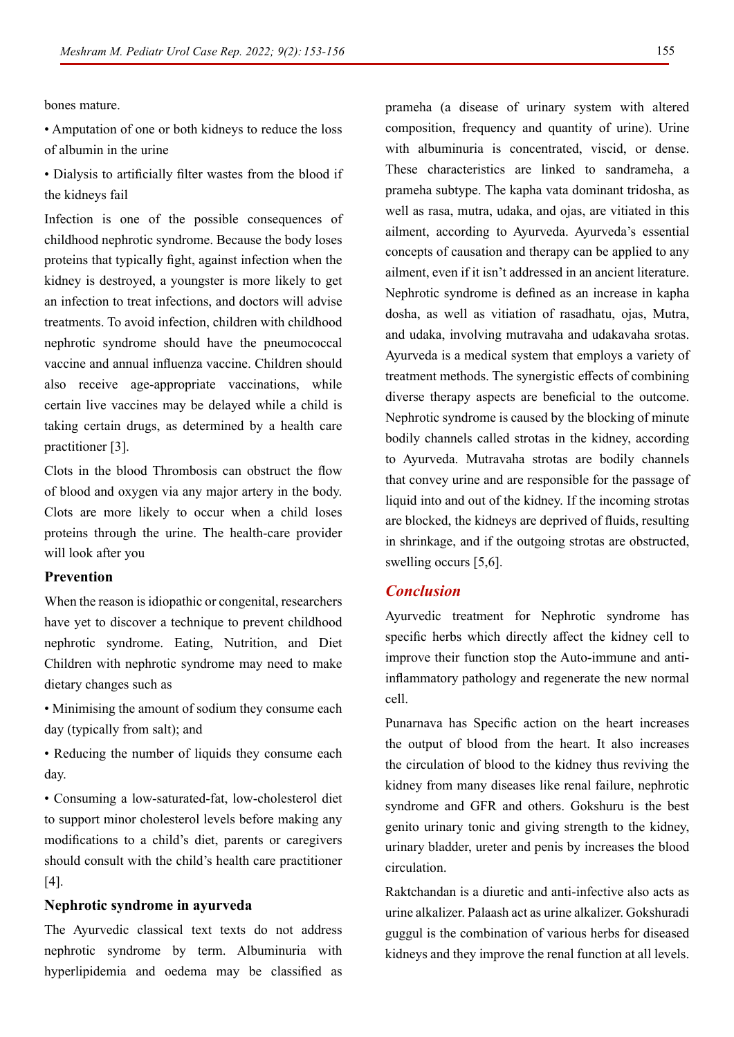bones mature.

- Amputation of one or both kidneys to reduce the loss of albumin in the urine
- Dialysis to artificially filter wastes from the blood if the kidneys fail

Infection is one of the possible consequences of childhood nephrotic syndrome. Because the body loses proteins that typically fight, against infection when the kidney is destroyed, a youngster is more likely to get an infection to treat infections, and doctors will advise treatments. To avoid infection, children with childhood nephrotic syndrome should have the pneumococcal vaccine and annual influenza vaccine. Children should also receive age-appropriate vaccinations, while certain live vaccines may be delayed while a child is taking certain drugs, as determined by a health care practitioner [3].

Clots in the blood Thrombosis can obstruct the flow of blood and oxygen via any major artery in the body. Clots are more likely to occur when a child loses proteins through the urine. The health-care provider will look after you

### Prevention

When the reason is idiopathic or congenital, researchers have yet to discover a technique to prevent childhood nephrotic syndrome. Eating, Nutrition, and Diet Children with nephrotic syndrome may need to make dietary changes such as

- Minimising the amount of sodium they consume each day (typically from salt); and
- Reducing the number of liquids they consume each day.
- Consuming a low-saturated-fat, low-cholesterol diet to support minor cholesterol levels before making any modifications to a child's diet, parents or caregivers should consult with the child's health care practitioner [4].

### Nephrotic syndrome in ayurveda

The Ayurvedic classical text texts do not address nephrotic syndrome by term. Albuminuria with hyperlipidemia and oedema may be classified as prameha (a disease of urinary system with altered composition, frequency and quantity of urine). Urine with albuminuria is concentrated, viscid, or dense. These characteristics are linked to sandrameha, a prameha subtype. The kapha vata dominant tridosha, as well as rasa, mutra, udaka, and ojas, are vitiated in this ailment, according to Ayurveda. Ayurveda's essential concepts of causation and therapy can be applied to any ailment, even if it isn't addressed in an ancient literature. Nephrotic syndrome is defined as an increase in kapha dosha, as well as vitiation of rasadhatu, ojas, Mutra, and udaka, involving mutravaha and udakavaha srotas. Ayurveda is a medical system that employs a variety of treatment methods. The synergistic effects of combining diverse therapy aspects are beneficial to the outcome. Nephrotic syndrome is caused by the blocking of minute bodily channels called strotas in the kidney, according to Ayurveda. Mutravaha strotas are bodily channels that convey urine and are responsible for the passage of liquid into and out of the kidney. If the incoming strotas are blocked, the kidneys are deprived of fluids, resulting in shrinkage, and if the outgoing strotas are obstructed, swelling occurs [5,6].

## *Conclusion*

Ayurvedic treatment for Nephrotic syndrome has specific herbs which directly affect the kidney cell to improve their function stop the Auto-immune and anti-inflammatory pathology and regenerate the new normal cell.

Punarnava has Specific action on the heart increases the output of blood from the heart. It also increases the circulation of blood to the kidney thus reviving the kidney from many diseases like renal failure, nephrotic syndrome and GFR and others. Gokshuru is the best genito urinary tonic and giving strength to the kidney, urinary bladder, ureter and penis by increases the blood circulation.

Raktchandan is a diuretic and anti-infective also acts as urine alkalizer. Palaash act as urine alkalizer. Gokshuradi guggul is the combination of various herbs for diseased kidneys and they improve the renal function at all levels.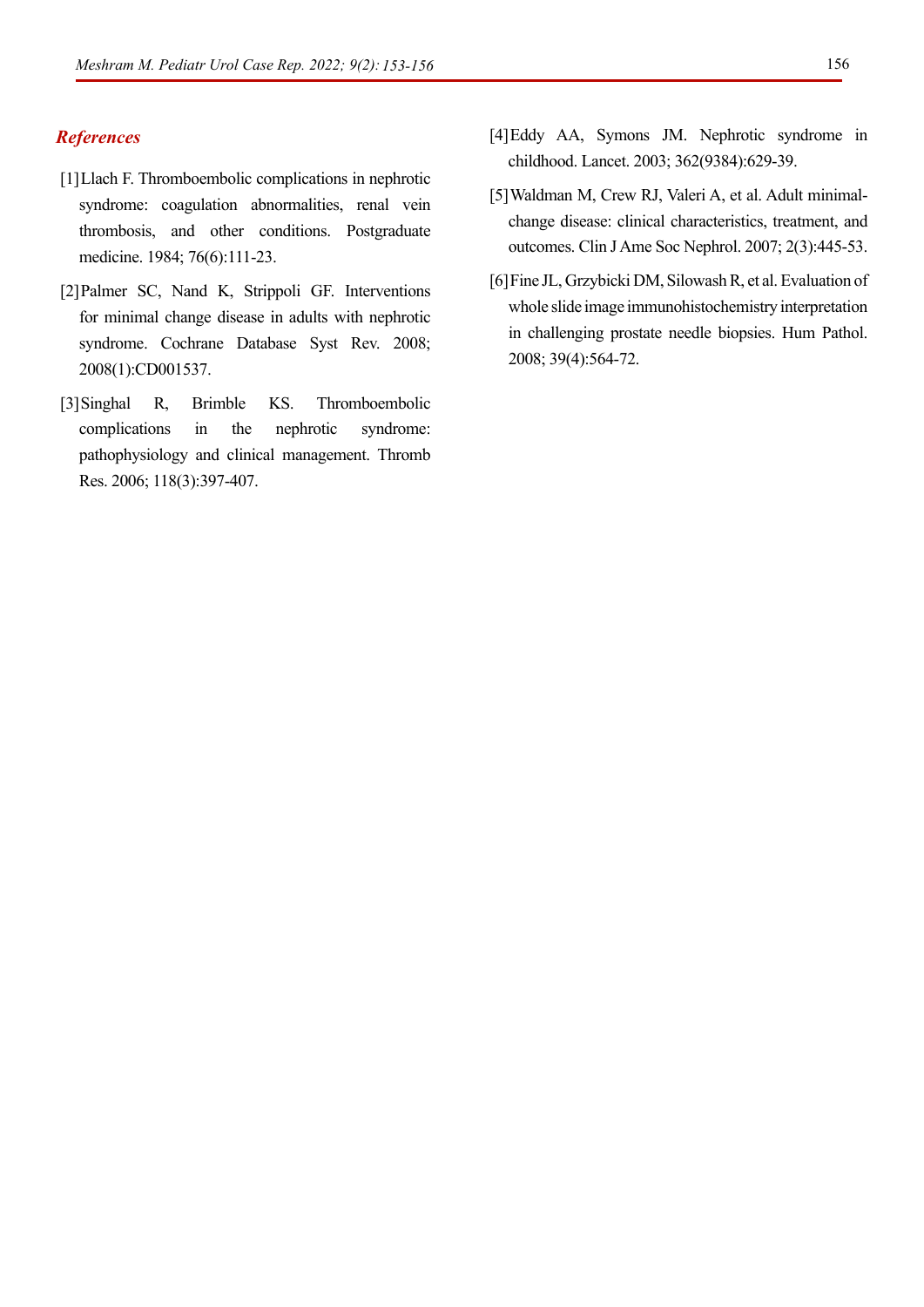## *References*

[1] Llach F. Thromboembolic complications in nephrotic syndrome: coagulation abnormalities, renal vein thrombosis, and other conditions. Postgraduate medicine. 1984; 76(6):111-23.

[2] Palmer SC, Nand K, Strippoli GF. Interventions for minimal change disease in adults with nephrotic syndrome. Cochrane Database Syst Rev. 2008; 2008(1):CD001537.

[3] Singhal R, Brimble KS. Thromboembolic complications in the nephrotic syndrome: pathophysiology and clinical management. Thromb Res. 2006; 118(3):397-407.

[4] Eddy AA, Symons JM. Nephrotic syndrome in childhood. Lancet. 2003; 362(9384):629-39.

[5] Waldman M, Crew RJ, Valeri A, et al. Adult minimal-change disease: clinical characteristics, treatment, and outcomes. Clin J Ame Soc Nephrol. 2007; 2(3):445-53.

[6] Fine JL, Grzybicki DM, Silowash R, et al. Evaluation of whole slide image immunohistochemistry interpretation in challenging prostate needle biopsies. Hum Pathol. 2008; 39(4):564-72.